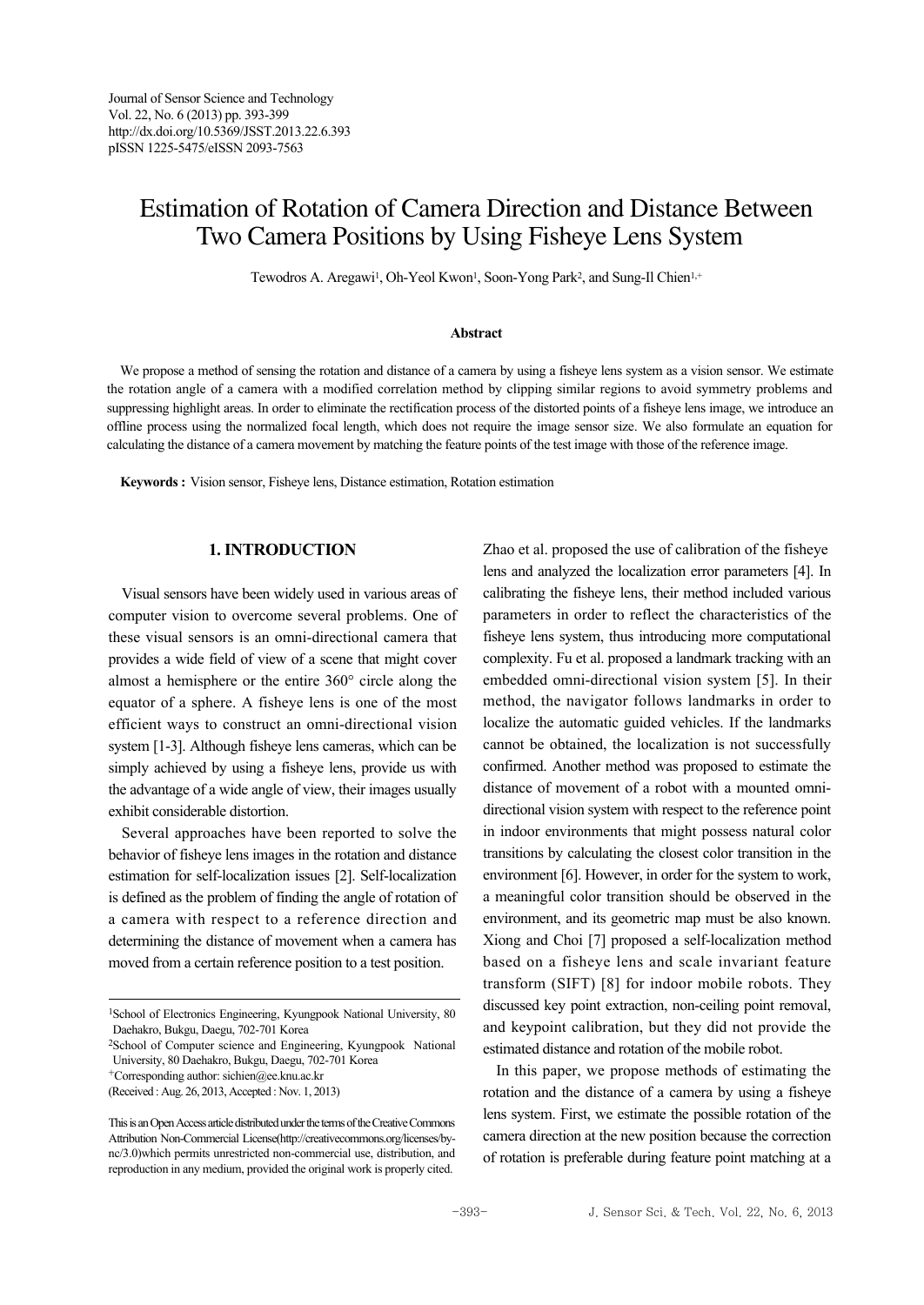Journal of Sensor Science and Technology
Vol. 22, No. 6 (2013) pp. 393-399
http://dx.doi.org/10.5369/JSST.2013.22.6.393
pISSN 1225-5475/eISSN 2093-7563

# Estimation of Rotation of Camera Direction and Distance Between Two Camera Positions by Using Fisheye Lens System

Tewodros A. Aregawi[1], Oh-Yeol Kwon[1], Soon-Yong Park[2], and Sung-Il Chien[1,+]

### Abstract

We propose a method of sensing the rotation and distance of a camera by using a fisheye lens system as a vision sensor. We estimate the rotation angle of a camera with a modified correlation method by clipping similar regions to avoid symmetry problems and suppressing highlight areas. In order to eliminate the rectification process of the distorted points of a fisheye lens image, we introduce an offline process using the normalized focal length, which does not require the image sensor size. We also formulate an equation for calculating the distance of a camera movement by matching the feature points of the test image with those of the reference image.

**Keywords :** Vision sensor, Fisheye lens, Distance estimation, Rotation estimation

## 1. INTRODUCTION

Visual sensors have been widely used in various areas of computer vision to overcome several problems. One of these visual sensors is an omni-directional camera that provides a wide field of view of a scene that might cover almost a hemisphere or the entire 360° circle along the equator of a sphere. A fisheye lens is one of the most efficient ways to construct an omni-directional vision system [1-3]. Although fisheye lens cameras, which can be simply achieved by using a fisheye lens, provide us with the advantage of a wide angle of view, their images usually exhibit considerable distortion.

Several approaches have been reported to solve the behavior of fisheye lens images in the rotation and distance estimation for self-localization issues [2]. Self-localization is defined as the problem of finding the angle of rotation of a camera with respect to a reference direction and determining the distance of movement when a camera has moved from a certain reference position to a test position.

Zhao et al. proposed the use of calibration of the fisheye lens and analyzed the localization error parameters [4]. In calibrating the fisheye lens, their method included various parameters in order to reflect the characteristics of the fisheye lens system, thus introducing more computational complexity. Fu et al. proposed a landmark tracking with an embedded omni-directional vision system [5]. In their method, the navigator follows landmarks in order to localize the automatic guided vehicles. If the landmarks cannot be obtained, the localization is not successfully confirmed. Another method was proposed to estimate the distance of movement of a robot with a mounted omni-directional vision system with respect to the reference point in indoor environments that might possess natural color transitions by calculating the closest color transition in the environment [6]. However, in order for the system to work, a meaningful color transition should be observed in the environment, and its geometric map must be also known. Xiong and Choi [7] proposed a self-localization method based on a fisheye lens and scale invariant feature transform (SIFT) [8] for indoor mobile robots. They discussed key point extraction, non-ceiling point removal, and keypoint calibration, but they did not provide the estimated distance and rotation of the mobile robot.

In this paper, we propose methods of estimating the rotation and the distance of a camera by using a fisheye lens system. First, we estimate the possible rotation of the camera direction at the new position because the correction of rotation is preferable during feature point matching at a

---

[1]School of Electronics Engineering, Kyungpook National University, 80 Daehakro, Bukgu, Daegu, 702-701 Korea

[2]School of Computer science and Engineering, Kyungpook National University, 80 Daehakro, Bukgu, Daegu, 702-701 Korea

[+]Corresponding author: sichien@ee.knu.ac.kr

(Received : Aug. 26, 2013, Accepted : Nov. 1, 2013)

This is an Open Access article distributed under the terms of the Creative Commons Attribution Non-Commercial License(http://creativecommons.org/licenses/by-nc/3.0)which permits unrestricted non-commercial use, distribution, and reproduction in any medium, provided the original work is properly cited.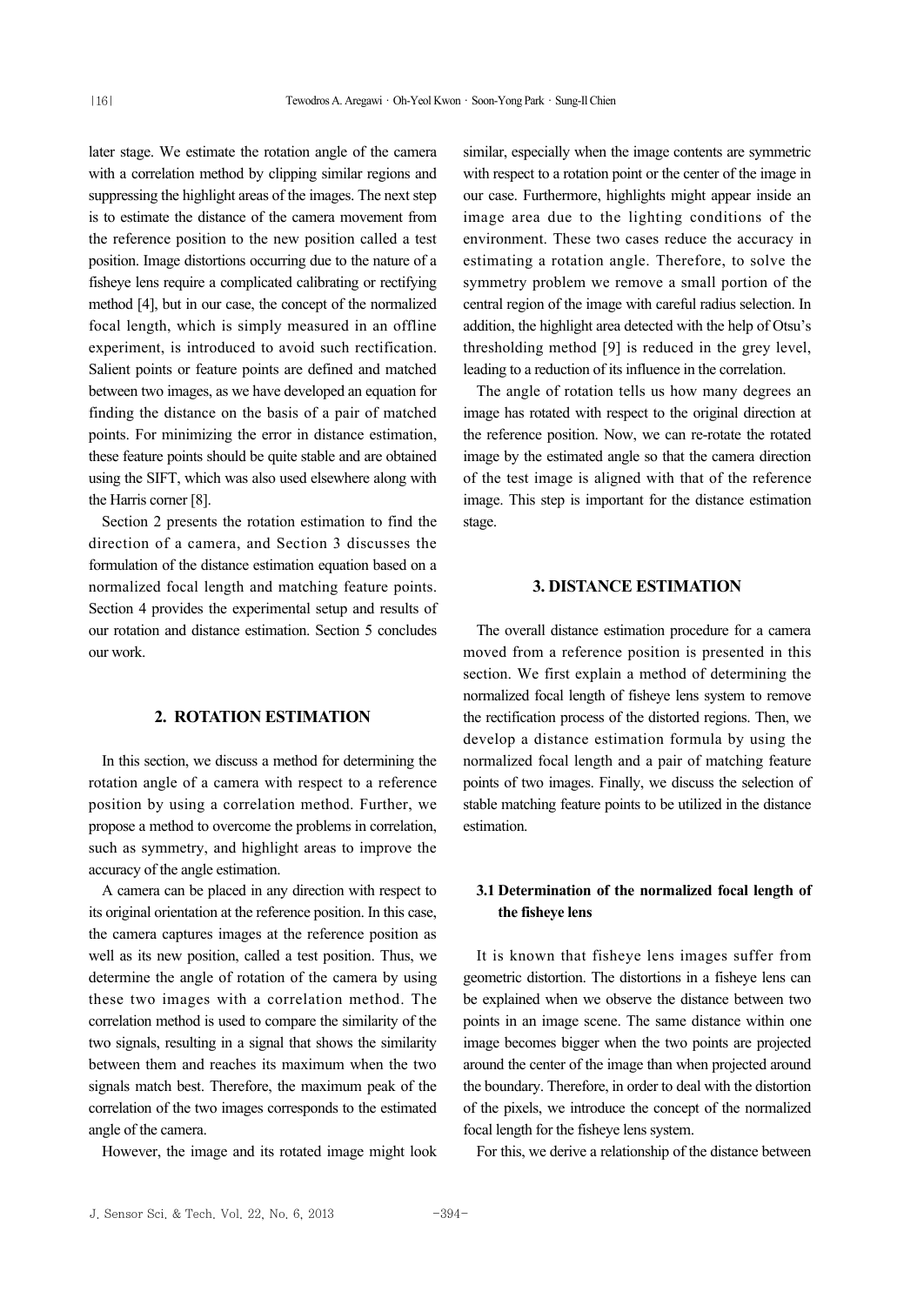later stage. We estimate the rotation angle of the camera with a correlation method by clipping similar regions and suppressing the highlight areas of the images. The next step is to estimate the distance of the camera movement from the reference position to the new position called a test position. Image distortions occurring due to the nature of a fisheye lens require a complicated calibrating or rectifying method [4], but in our case, the concept of the normalized focal length, which is simply measured in an offline experiment, is introduced to avoid such rectification. Salient points or feature points are defined and matched between two images, as we have developed an equation for finding the distance on the basis of a pair of matched points. For minimizing the error in distance estimation, these feature points should be quite stable and are obtained using the SIFT, which was also used elsewhere along with the Harris corner [8].

Section 2 presents the rotation estimation to find the direction of a camera, and Section 3 discusses the formulation of the distance estimation equation based on a normalized focal length and matching feature points. Section 4 provides the experimental setup and results of our rotation and distance estimation. Section 5 concludes our work.

## 2. ROTATION ESTIMATION

In this section, we discuss a method for determining the rotation angle of a camera with respect to a reference position by using a correlation method. Further, we propose a method to overcome the problems in correlation, such as symmetry, and highlight areas to improve the accuracy of the angle estimation.

A camera can be placed in any direction with respect to its original orientation at the reference position. In this case, the camera captures images at the reference position as well as its new position, called a test position. Thus, we determine the angle of rotation of the camera by using these two images with a correlation method. The correlation method is used to compare the similarity of the two signals, resulting in a signal that shows the similarity between them and reaches its maximum when the two signals match best. Therefore, the maximum peak of the correlation of the two images corresponds to the estimated angle of the camera.

However, the image and its rotated image might look similar, especially when the image contents are symmetric with respect to a rotation point or the center of the image in our case. Furthermore, highlights might appear inside an image area due to the lighting conditions of the environment. These two cases reduce the accuracy in estimating a rotation angle. Therefore, to solve the symmetry problem we remove a small portion of the central region of the image with careful radius selection. In addition, the highlight area detected with the help of Otsu's thresholding method [9] is reduced in the grey level, leading to a reduction of its influence in the correlation.

The angle of rotation tells us how many degrees an image has rotated with respect to the original direction at the reference position. Now, we can re-rotate the rotated image by the estimated angle so that the camera direction of the test image is aligned with that of the reference image. This step is important for the distance estimation stage.

## 3. DISTANCE ESTIMATION

The overall distance estimation procedure for a camera moved from a reference position is presented in this section. We first explain a method of determining the normalized focal length of fisheye lens system to remove the rectification process of the distorted regions. Then, we develop a distance estimation formula by using the normalized focal length and a pair of matching feature points of two images. Finally, we discuss the selection of stable matching feature points to be utilized in the distance estimation.

### 3.1 Determination of the normalized focal length of the fisheye lens

It is known that fisheye lens images suffer from geometric distortion. The distortions in a fisheye lens can be explained when we observe the distance between two points in an image scene. The same distance within one image becomes bigger when the two points are projected around the center of the image than when projected around the boundary. Therefore, in order to deal with the distortion of the pixels, we introduce the concept of the normalized focal length for the fisheye lens system.

For this, we derive a relationship of the distance between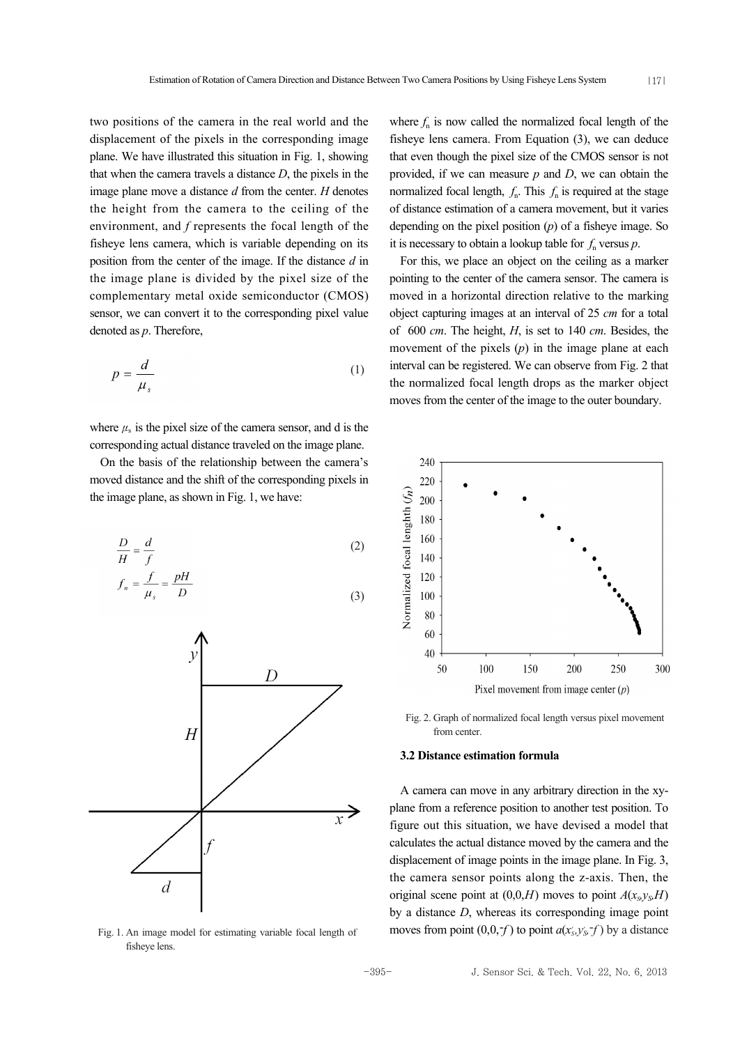two positions of the camera in the real world and the displacement of the pixels in the corresponding image plane. We have illustrated this situation in Fig. 1, showing that when the camera travels a distance $D$, the pixels in the image plane move a distance $d$ from the center. $H$ denotes the height from the camera to the ceiling of the environment, and $f$ represents the focal length of the fisheye lens camera, which is variable depending on its position from the center of the image. If the distance $d$ in the image plane is divided by the pixel size of the complementary metal oxide semiconductor (CMOS) sensor, we can convert it to the corresponding pixel value denoted as $p$. Therefore,

$$p = \frac{d}{\mu_s} \tag{1}$$

where $\mu_s$ is the pixel size of the camera sensor, and d is the corresponding actual distance traveled on the image plane.

On the basis of the relationship between the camera's moved distance and the shift of the corresponding pixels in the image plane, as shown in Fig. 1, we have:

$$\frac{D}{H} = \frac{d}{f} \tag{2}$$

$$f_n = \frac{f}{\mu_s} = \frac{pH}{D} \tag{3}$$

Fig. 1. An image model for estimating variable focal length of fisheye lens.

where $f_n$ is now called the normalized focal length of the fisheye lens camera. From Equation (3), we can deduce that even though the pixel size of the CMOS sensor is not provided, if we can measure $p$ and $D$, we can obtain the normalized focal length, $f_n$. This $f_n$ is required at the stage of distance estimation of a camera movement, but it varies depending on the pixel position ($p$) of a fisheye image. So it is necessary to obtain a lookup table for $f_n$ versus $p$.

For this, we place an object on the ceiling as a marker pointing to the center of the camera sensor. The camera is moved in a horizontal direction relative to the marking object capturing images at an interval of 25 *cm* for a total of 600 *cm*. The height, $H$, is set to 140 *cm*. Besides, the movement of the pixels ($p$) in the image plane at each interval can be registered. We can observe from Fig. 2 that the normalized focal length drops as the marker object moves from the center of the image to the outer boundary.

Fig. 2. Graph of normalized focal length versus pixel movement from center.

### 3.2 Distance estimation formula

A camera can move in any arbitrary direction in the xy-plane from a reference position to another test position. To figure out this situation, we have devised a model that calculates the actual distance moved by the camera and the displacement of image points in the image plane. In Fig. 3, the camera sensor points along the z-axis. Then, the original scene point at $(0,0,H)$ moves to point $A(x_s,y_s,H)$ by a distance $D$, whereas its corresponding image point moves from point $(0,0,-f)$ to point $a(x_s',y_s',-f)$ by a distance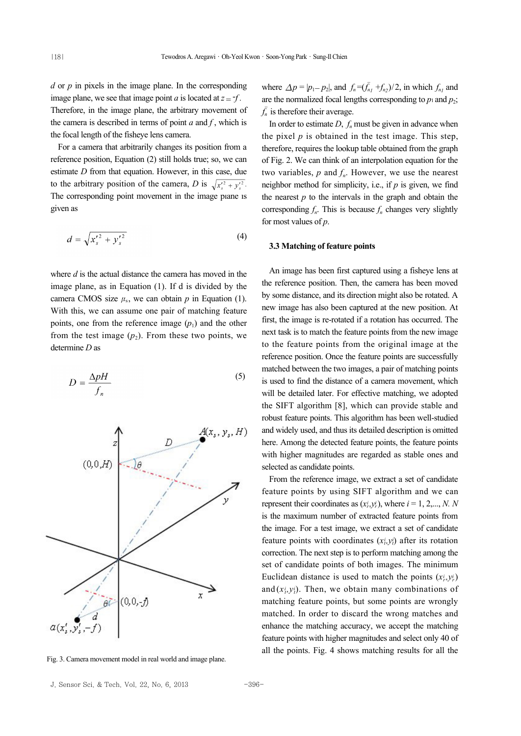*d* or *p* in pixels in the image plane. In the corresponding image plane, we see that image point *a* is located at $z = -f$. Therefore, in the image plane, the arbitrary movement of the camera is described in terms of point *a* and *f* , which is the focal length of the fisheye lens camera.

For a camera that arbitrarily changes its position from a reference position, Equation (2) still holds true; so, we can estimate *D* from that equation. However, in this case, due to the arbitrary position of the camera, *D* is $\sqrt{x_s'^2 + y_s'^2}$. The corresponding point movement in the image plane is given as

$$d = \sqrt{x_s'^2 + y_s'^2} \tag{4}$$

where *d* is the actual distance the camera has moved in the image plane, as in Equation (1). If d is divided by the camera CMOS size $\mu_s$, we can obtain *p* in Equation (1). With this, we can assume one pair of matching feature points, one from the reference image ($p_1$) and the other from the test image ($p_2$). From these two points, we determine *D* as

$$D = \frac{\Delta p H}{f_n} \tag{5}$$

Fig. 3. Camera movement model in real world and image plane.

where $\Delta p = |p_1 - p_2|$, and $f_n = (f_{n1} + f_{n2})/2$, in which $f_{n1}$ and are the normalized focal lengths corresponding to $p_1$ and $p_2$; $f_n$ is therefore their average.

In order to estimate *D*, $f_n$ must be given in advance when the pixel *p* is obtained in the test image. This step, therefore, requires the lookup table obtained from the graph of Fig. 2. We can think of an interpolation equation for the two variables, *p* and $f_n$. However, we use the nearest neighbor method for simplicity, i.e., if *p* is given, we find the nearest *p* to the intervals in the graph and obtain the corresponding $f_n$. This is because $f_n$ changes very slightly for most values of *p*.

### 3.3 Matching of feature points

An image has been first captured using a fisheye lens at the reference position. Then, the camera has been moved by some distance, and its direction might also be rotated. A new image has also been captured at the new position. At first, the image is re-rotated if a rotation has occurred. The next task is to match the feature points from the new image to the feature points from the original image at the reference position. Once the feature points are successfully matched between the two images, a pair of matching points is used to find the distance of a camera movement, which will be detailed later. For effective matching, we adopted the SIFT algorithm [8], which can provide stable and robust feature points. This algorithm has been well-studied and widely used, and thus its detailed description is omitted here. Among the detected feature points, the feature points with higher magnitudes are regarded as stable ones and selected as candidate points.

From the reference image, we extract a set of candidate feature points by using SIFT algorithm and we can represent their coordinates as $(x_r^i, y_r^i)$, where $i = 1, 2, \ldots, N$. *N* is the maximum number of extracted feature points from the image. For a test image, we extract a set of candidate feature points with coordinates $(x_t^i, y_t^i)$ after its rotation correction. The next step is to perform matching among the set of candidate points of both images. The minimum Euclidean distance is used to match the points $(x_r^i, y_r^i)$ and $(x_t^i, y_t^i)$. Then, we obtain many combinations of matching feature points, but some points are wrongly matched. In order to discard the wrong matches and enhance the matching accuracy, we accept the matching feature points with higher magnitudes and select only 40 of all the points. Fig. 4 shows matching results for all the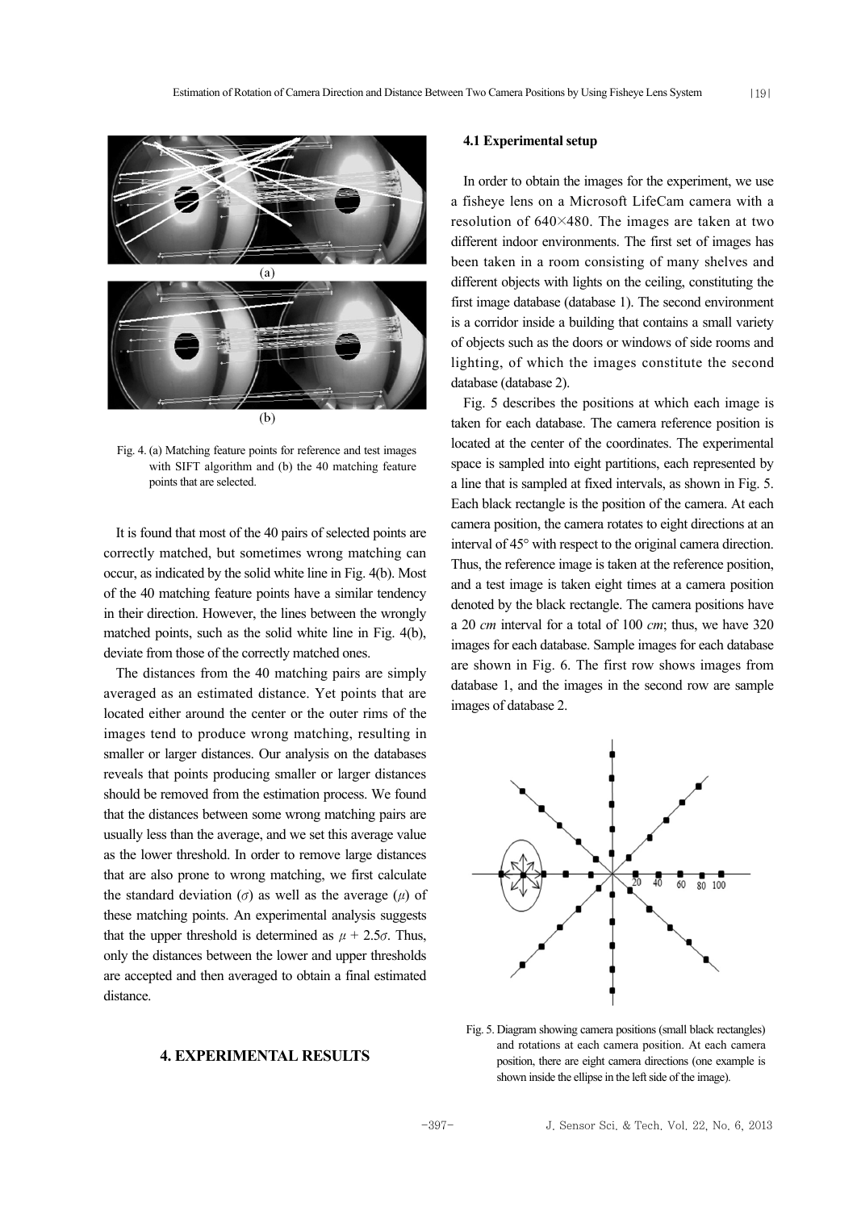(a)

(b)

Fig. 4. (a) Matching feature points for reference and test images with SIFT algorithm and (b) the 40 matching feature points that are selected.

It is found that most of the 40 pairs of selected points are correctly matched, but sometimes wrong matching can occur, as indicated by the solid white line in Fig. 4(b). Most of the 40 matching feature points have a similar tendency in their direction. However, the lines between the wrongly matched points, such as the solid white line in Fig. 4(b), deviate from those of the correctly matched ones.

The distances from the 40 matching pairs are simply averaged as an estimated distance. Yet points that are located either around the center or the outer rims of the images tend to produce wrong matching, resulting in smaller or larger distances. Our analysis on the databases reveals that points producing smaller or larger distances should be removed from the estimation process. We found that the distances between some wrong matching pairs are usually less than the average, and we set this average value as the lower threshold. In order to remove large distances that are also prone to wrong matching, we first calculate the standard deviation ($\sigma$) as well as the average ($\mu$) of these matching points. An experimental analysis suggests that the upper threshold is determined as $\mu + 2.5\sigma$. Thus, only the distances between the lower and upper thresholds are accepted and then averaged to obtain a final estimated distance.

## 4. EXPERIMENTAL RESULTS

### 4.1 Experimental setup

In order to obtain the images for the experiment, we use a fisheye lens on a Microsoft LifeCam camera with a resolution of 640×480. The images are taken at two different indoor environments. The first set of images has been taken in a room consisting of many shelves and different objects with lights on the ceiling, constituting the first image database (database 1). The second environment is a corridor inside a building that contains a small variety of objects such as the doors or windows of side rooms and lighting, of which the images constitute the second database (database 2).

Fig. 5 describes the positions at which each image is taken for each database. The camera reference position is located at the center of the coordinates. The experimental space is sampled into eight partitions, each represented by a line that is sampled at fixed intervals, as shown in Fig. 5. Each black rectangle is the position of the camera. At each camera position, the camera rotates to eight directions at an interval of 45° with respect to the original camera direction. Thus, the reference image is taken at the reference position, and a test image is taken eight times at a camera position denoted by the black rectangle. The camera positions have a 20 *cm* interval for a total of 100 *cm*; thus, we have 320 images for each database. Sample images for each database are shown in Fig. 6. The first row shows images from database 1, and the images in the second row are sample images of database 2.

Fig. 5. Diagram showing camera positions (small black rectangles) and rotations at each camera position. At each camera position, there are eight camera directions (one example is shown inside the ellipse in the left side of the image).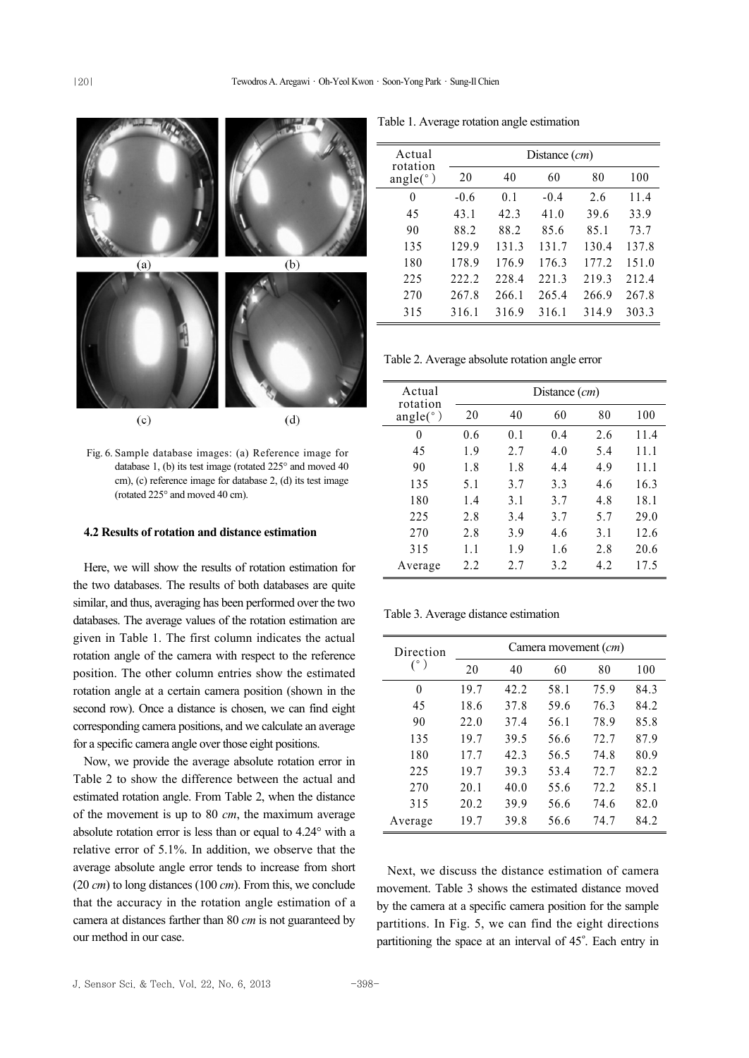Fig. 6. Sample database images: (a) Reference image for database 1, (b) its test image (rotated 225° and moved 40 cm), (c) reference image for database 2, (d) its test image (rotated 225° and moved 40 cm).

### 4.2 Results of rotation and distance estimation

Here, we will show the results of rotation estimation for the two databases. The results of both databases are quite similar, and thus, averaging has been performed over the two databases. The average values of the rotation estimation are given in Table 1. The first column indicates the actual rotation angle of the camera with respect to the reference position. The other column entries show the estimated rotation angle at a certain camera position (shown in the second row). Once a distance is chosen, we can find eight corresponding camera positions, and we calculate an average for a specific camera angle over those eight positions.

Now, we provide the average absolute rotation error in Table 2 to show the difference between the actual and estimated rotation angle. From Table 2, when the distance of the movement is up to 80 *cm*, the maximum average absolute rotation error is less than or equal to 4.24° with a relative error of 5.1%. In addition, we observe that the average absolute angle error tends to increase from short (20 *cm*) to long distances (100 *cm*). From this, we conclude that the accuracy in the rotation angle estimation of a camera at distances farther than 80 *cm* is not guaranteed by our method in our case.

Table 1. Average rotation angle estimation

| Actual rotation angle(°) | Distance (*cm*) | | | | |
|---|---|---|---|---|---|
| | 20 | 40 | 60 | 80 | 100 |
| 0 | -0.6 | 0.1 | -0.4 | 2.6 | 11.4 |
| 45 | 43.1 | 42.3 | 41.0 | 39.6 | 33.9 |
| 90 | 88.2 | 88.2 | 85.6 | 85.1 | 73.7 |
| 135 | 129.9 | 131.3 | 131.7 | 130.4 | 137.8 |
| 180 | 178.9 | 176.9 | 176.3 | 177.2 | 151.0 |
| 225 | 222.2 | 228.4 | 221.3 | 219.3 | 212.4 |
| 270 | 267.8 | 266.1 | 265.4 | 266.9 | 267.8 |
| 315 | 316.1 | 316.9 | 316.1 | 314.9 | 303.3 |

Table 2. Average absolute rotation angle error

| Actual rotation angle(°) | Distance (*cm*) | | | | |
|---|---|---|---|---|---|
| | 20 | 40 | 60 | 80 | 100 |
| 0 | 0.6 | 0.1 | 0.4 | 2.6 | 11.4 |
| 45 | 1.9 | 2.7 | 4.0 | 5.4 | 11.1 |
| 90 | 1.8 | 1.8 | 4.4 | 4.9 | 11.1 |
| 135 | 5.1 | 3.7 | 3.3 | 4.6 | 16.3 |
| 180 | 1.4 | 3.1 | 3.7 | 4.8 | 18.1 |
| 225 | 2.8 | 3.4 | 3.7 | 5.7 | 29.0 |
| 270 | 2.8 | 3.9 | 4.6 | 3.1 | 12.6 |
| 315 | 1.1 | 1.9 | 1.6 | 2.8 | 20.6 |
| Average | 2.2 | 2.7 | 3.2 | 4.2 | 17.5 |

Table 3. Average distance estimation

| Direction (°) | Camera movement (*cm*) | | | | |
|---|---|---|---|---|---|
| | 20 | 40 | 60 | 80 | 100 |
| 0 | 19.7 | 42.2 | 58.1 | 75.9 | 84.3 |
| 45 | 18.6 | 37.8 | 59.6 | 76.3 | 84.2 |
| 90 | 22.0 | 37.4 | 56.1 | 78.9 | 85.8 |
| 135 | 19.7 | 39.5 | 56.6 | 72.7 | 87.9 |
| 180 | 17.7 | 42.3 | 56.5 | 74.8 | 80.9 |
| 225 | 19.7 | 39.3 | 53.4 | 72.7 | 82.2 |
| 270 | 20.1 | 40.0 | 55.6 | 72.2 | 85.1 |
| 315 | 20.2 | 39.9 | 56.6 | 74.6 | 82.0 |
| Average | 19.7 | 39.8 | 56.6 | 74.7 | 84.2 |

Next, we discuss the distance estimation of camera movement. Table 3 shows the estimated distance moved by the camera at a specific camera position for the sample partitions. In Fig. 5, we can find the eight directions partitioning the space at an interval of 45°. Each entry in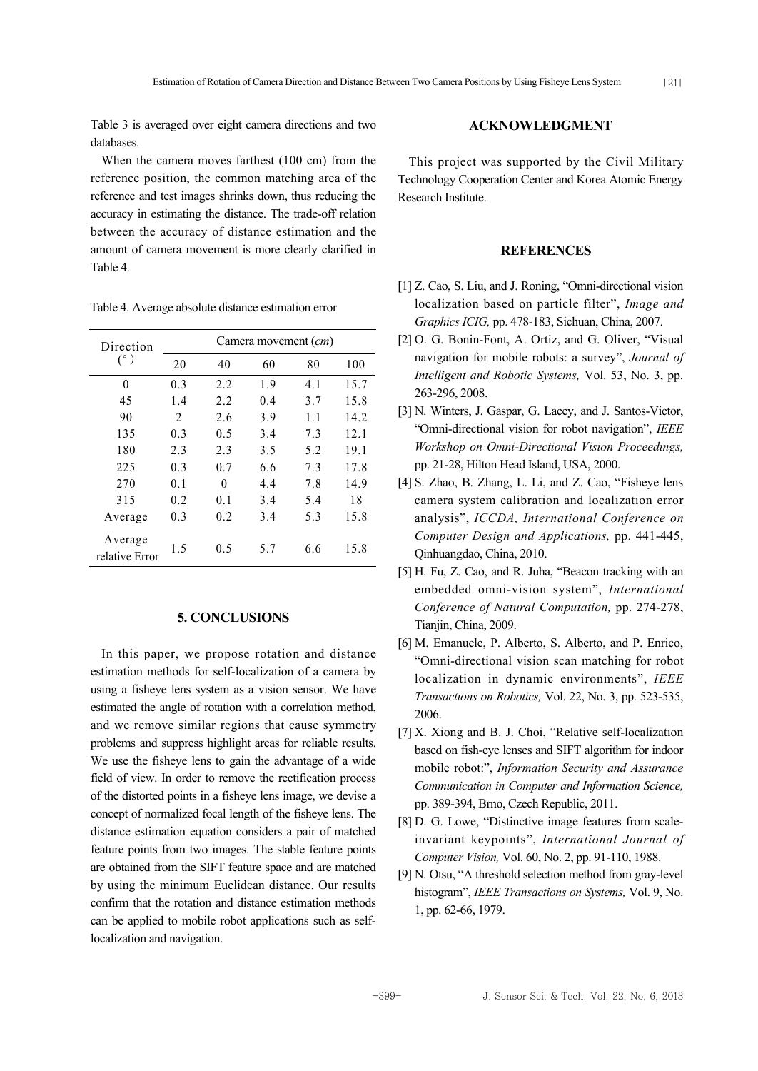Table 3 is averaged over eight camera directions and two databases.

When the camera moves farthest (100 cm) from the reference position, the common matching area of the reference and test images shrinks down, thus reducing the accuracy in estimating the distance. The trade-off relation between the accuracy of distance estimation and the amount of camera movement is more clearly clarified in Table 4.

Table 4. Average absolute distance estimation error

| Direction (°) | Camera movement (*cm*) | | | | |
|---|---|---|---|---|---|
| | 20 | 40 | 60 | 80 | 100 |
| 0 | 0.3 | 2.2 | 1.9 | 4.1 | 15.7 |
| 45 | 1.4 | 2.2 | 0.4 | 3.7 | 15.8 |
| 90 | 2 | 2.6 | 3.9 | 1.1 | 14.2 |
| 135 | 0.3 | 0.5 | 3.4 | 7.3 | 12.1 |
| 180 | 2.3 | 2.3 | 3.5 | 5.2 | 19.1 |
| 225 | 0.3 | 0.7 | 6.6 | 7.3 | 17.8 |
| 270 | 0.1 | 0 | 4.4 | 7.8 | 14.9 |
| 315 | 0.2 | 0.1 | 3.4 | 5.4 | 18 |
| Average | 0.3 | 0.2 | 3.4 | 5.3 | 15.8 |
| Average relative Error | 1.5 | 0.5 | 5.7 | 6.6 | 15.8 |

## 5. CONCLUSIONS

In this paper, we propose rotation and distance estimation methods for self-localization of a camera by using a fisheye lens system as a vision sensor. We have estimated the angle of rotation with a correlation method, and we remove similar regions that cause symmetry problems and suppress highlight areas for reliable results. We use the fisheye lens to gain the advantage of a wide field of view. In order to remove the rectification process of the distorted points in a fisheye lens image, we devise a concept of normalized focal length of the fisheye lens. The distance estimation equation considers a pair of matched feature points from two images. The stable feature points are obtained from the SIFT feature space and are matched by using the minimum Euclidean distance. Our results confirm that the rotation and distance estimation methods can be applied to mobile robot applications such as self-localization and navigation.

## ACKNOWLEDGMENT

This project was supported by the Civil Military Technology Cooperation Center and Korea Atomic Energy Research Institute.

## REFERENCES

[1] Z. Cao, S. Liu, and J. Roning, “Omni-directional vision localization based on particle filter”, *Image and Graphics ICIG,* pp. 478-183, Sichuan, China, 2007.

[2] O. G. Bonin-Font, A. Ortiz, and G. Oliver, “Visual navigation for mobile robots: a survey”, *Journal of Intelligent and Robotic Systems,* Vol. 53, No. 3, pp. 263-296, 2008.

[3] N. Winters, J. Gaspar, G. Lacey, and J. Santos-Victor, “Omni-directional vision for robot navigation”, *IEEE Workshop on Omni-Directional Vision Proceedings,* pp. 21-28, Hilton Head Island, USA, 2000.

[4] S. Zhao, B. Zhang, L. Li, and Z. Cao, “Fisheye lens camera system calibration and localization error analysis”, *ICCDA, International Conference on Computer Design and Applications,* pp. 441-445, Qinhuangdao, China, 2010.

[5] H. Fu, Z. Cao, and R. Juha, “Beacon tracking with an embedded omni-vision system”, *International Conference of Natural Computation,* pp. 274-278, Tianjin, China, 2009.

[6] M. Emanuele, P. Alberto, S. Alberto, and P. Enrico, “Omni-directional vision scan matching for robot localization in dynamic environments”, *IEEE Transactions on Robotics,* Vol. 22, No. 3, pp. 523-535, 2006.

[7] X. Xiong and B. J. Choi, “Relative self-localization based on fish-eye lenses and SIFT algorithm for indoor mobile robot:”, *Information Security and Assurance Communication in Computer and Information Science,* pp. 389-394, Brno, Czech Republic, 2011.

[8] D. G. Lowe, “Distinctive image features from scale-invariant keypoints”, *International Journal of Computer Vision,* Vol. 60, No. 2, pp. 91-110, 1988.

[9] N. Otsu, “A threshold selection method from gray-level histogram”, *IEEE Transactions on Systems,* Vol. 9, No. 1, pp. 62-66, 1979.